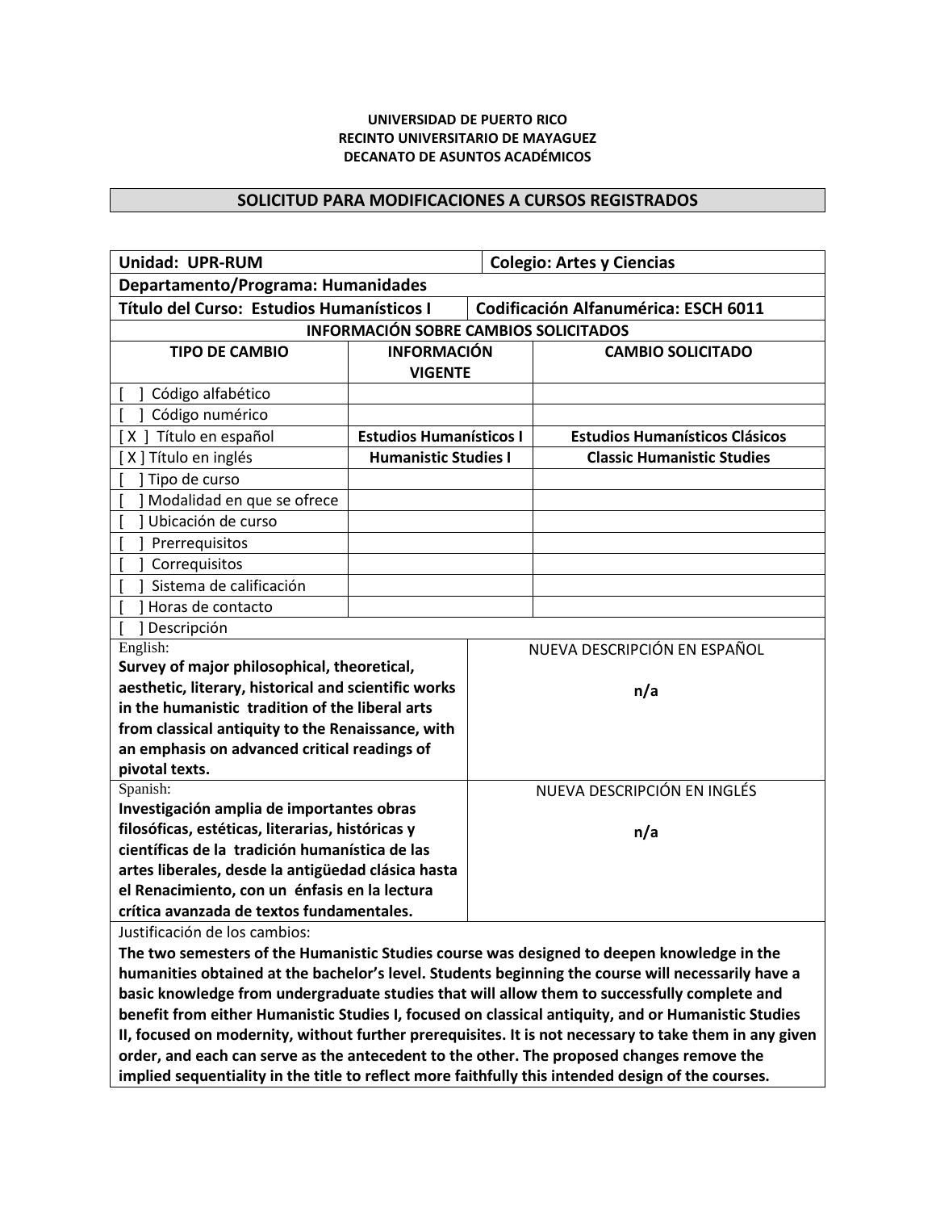**UNIVERSIDAD DE PUERTO RICO**
**RECINTO UNIVERSITARIO DE MAYAGUEZ**
**DECANATO DE ASUNTOS ACADÉMICOS**

## SOLICITUD PARA MODIFICACIONES A CURSOS REGISTRADOS

| **Unidad: UPR-RUM** | **Colegio: Artes y Ciencias** |
|---|---|
| **Departamento/Programa: Humanidades** | |
| **Título del Curso: Estudios Humanísticos I** | **Codificación Alfanumérica: ESCH 6011** |

**INFORMACIÓN SOBRE CAMBIOS SOLICITADOS**

| TIPO DE CAMBIO | INFORMACIÓN VIGENTE | CAMBIO SOLICITADO |
|---|---|---|
| [ ] Código alfabético | | |
| [ ] Código numérico | | |
| [ X ] Título en español | **Estudios Humanísticos I** | **Estudios Humanísticos Clásicos** |
| [ X ] Título en inglés | **Humanistic Studies I** | **Classic Humanistic Studies** |
| [ ] Tipo de curso | | |
| [ ] Modalidad en que se ofrece | | |
| [ ] Ubicación de curso | | |
| [ ] Prerrequisitos | | |
| [ ] Correquisitos | | |
| [ ] Sistema de calificación | | |
| [ ] Horas de contacto | | |
| [ ] Descripción | | |

| Descripción vigente | Nueva descripción |
|---|---|
| English: **Survey of major philosophical, theoretical, aesthetic, literary, historical and scientific works in the humanistic tradition of the liberal arts from classical antiquity to the Renaissance, with an emphasis on advanced critical readings of pivotal texts.** | NUEVA DESCRIPCIÓN EN ESPAÑOL **n/a** |
| Spanish: **Investigación amplia de importantes obras filosóficas, estéticas, literarias, históricas y científicas de la tradición humanística de las artes liberales, desde la antigüedad clásica hasta el Renacimiento, con un énfasis en la lectura crítica avanzada de textos fundamentales.** | NUEVA DESCRIPCIÓN EN INGLÉS **n/a** |

Justificación de los cambios:

**The two semesters of the Humanistic Studies course was designed to deepen knowledge in the humanities obtained at the bachelor's level. Students beginning the course will necessarily have a basic knowledge from undergraduate studies that will allow them to successfully complete and benefit from either Humanistic Studies I, focused on classical antiquity, and or Humanistic Studies II, focused on modernity, without further prerequisites. It is not necessary to take them in any given order, and each can serve as the antecedent to the other. The proposed changes remove the implied sequentiality in the title to reflect more faithfully this intended design of the courses.**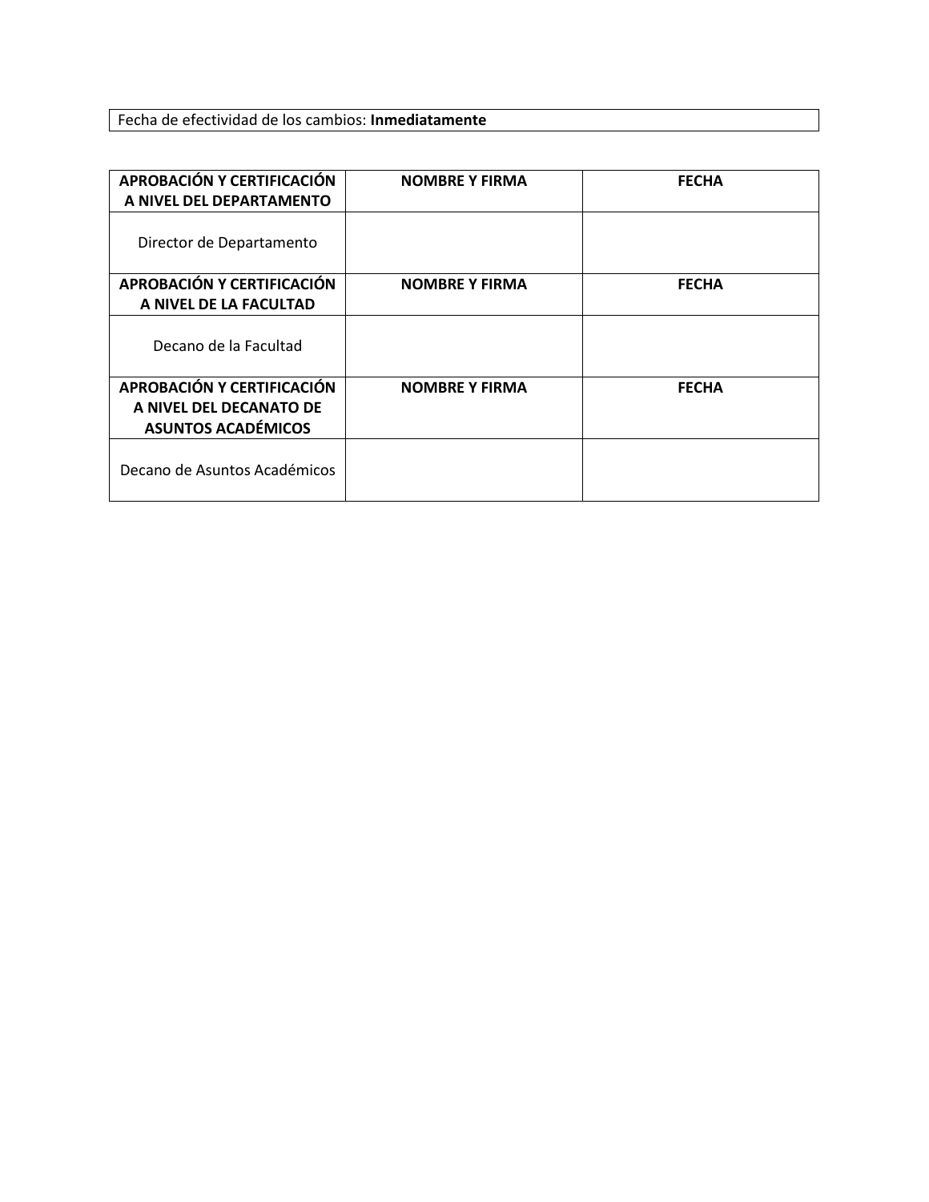Fecha de efectividad de los cambios: **Inmediatamente**

| **APROBACIÓN Y CERTIFICACIÓN A NIVEL DEL DEPARTAMENTO** | **NOMBRE Y FIRMA** | **FECHA** |
|---|---|---|
| Director de Departamento | | |
| **APROBACIÓN Y CERTIFICACIÓN A NIVEL DE LA FACULTAD** | **NOMBRE Y FIRMA** | **FECHA** |
| Decano de la Facultad | | |
| **APROBACIÓN Y CERTIFICACIÓN A NIVEL DEL DECANATO DE ASUNTOS ACADÉMICOS** | **NOMBRE Y FIRMA** | **FECHA** |
| Decano de Asuntos Académicos | | |